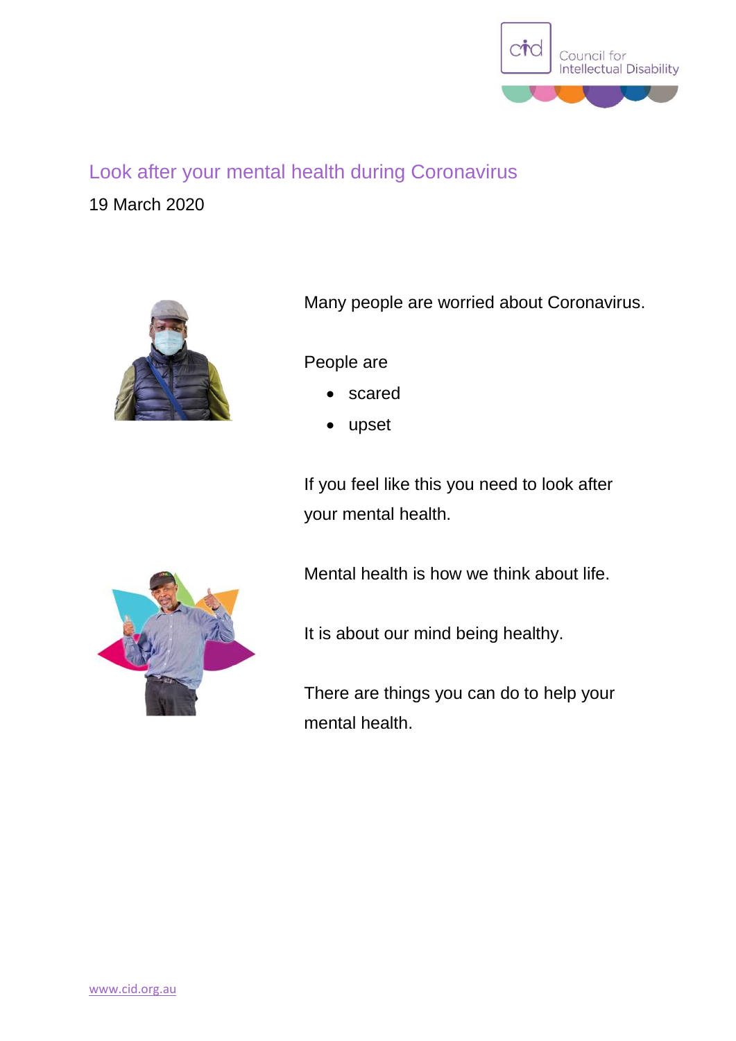# Look after your mental health during Coronavirus

19 March 2020

Many people are worried about Coronavirus.

People are

- scared
- upset

If you feel like this you need to look after your mental health.

Mental health is how we think about life.

It is about our mind being healthy.

There are things you can do to help your mental health.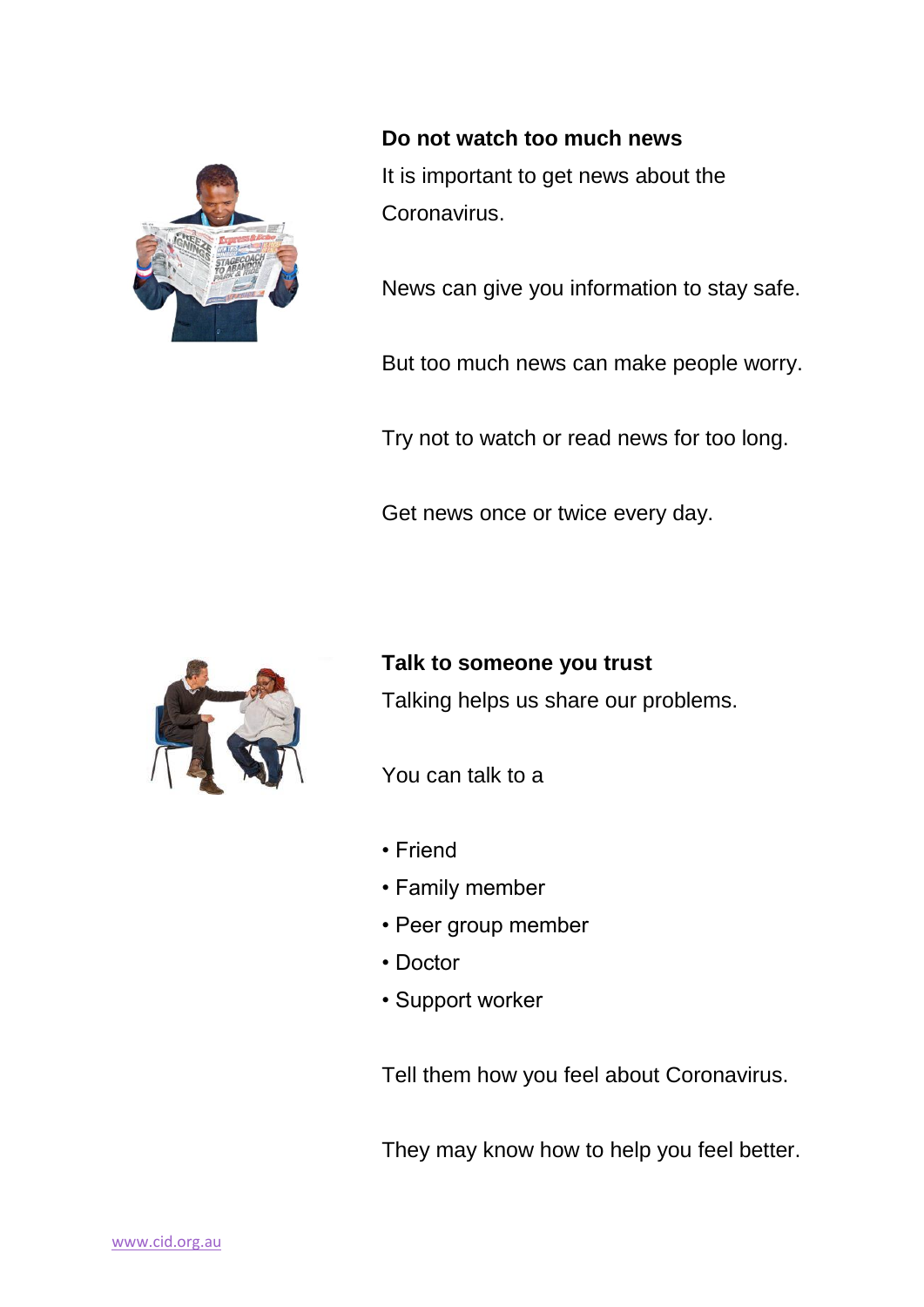**Do not watch too much news**

It is important to get news about the Coronavirus.

News can give you information to stay safe.

But too much news can make people worry.

Try not to watch or read news for too long.

Get news once or twice every day.

**Talk to someone you trust**

Talking helps us share our problems.

You can talk to a

- Friend
- Family member
- Peer group member
- Doctor
- Support worker

Tell them how you feel about Coronavirus.

They may know how to help you feel better.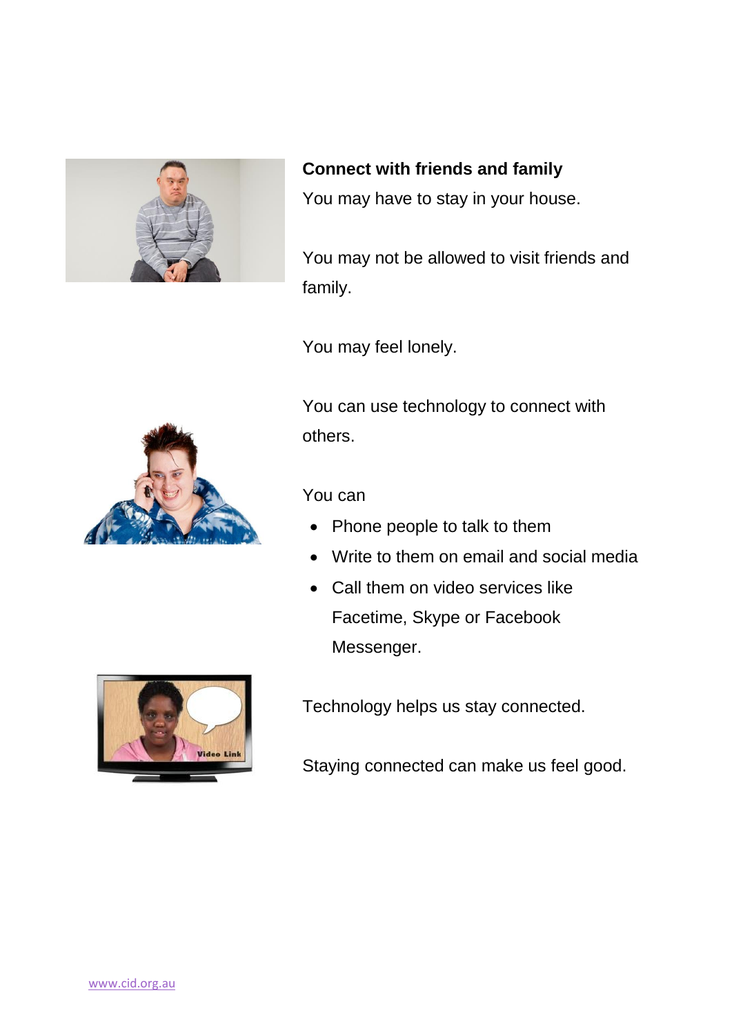**Connect with friends and family**

You may have to stay in your house.

You may not be allowed to visit friends and family.

You may feel lonely.

You can use technology to connect with others.

You can

- Phone people to talk to them
- Write to them on email and social media
- Call them on video services like Facetime, Skype or Facebook Messenger.

Technology helps us stay connected.

Staying connected can make us feel good.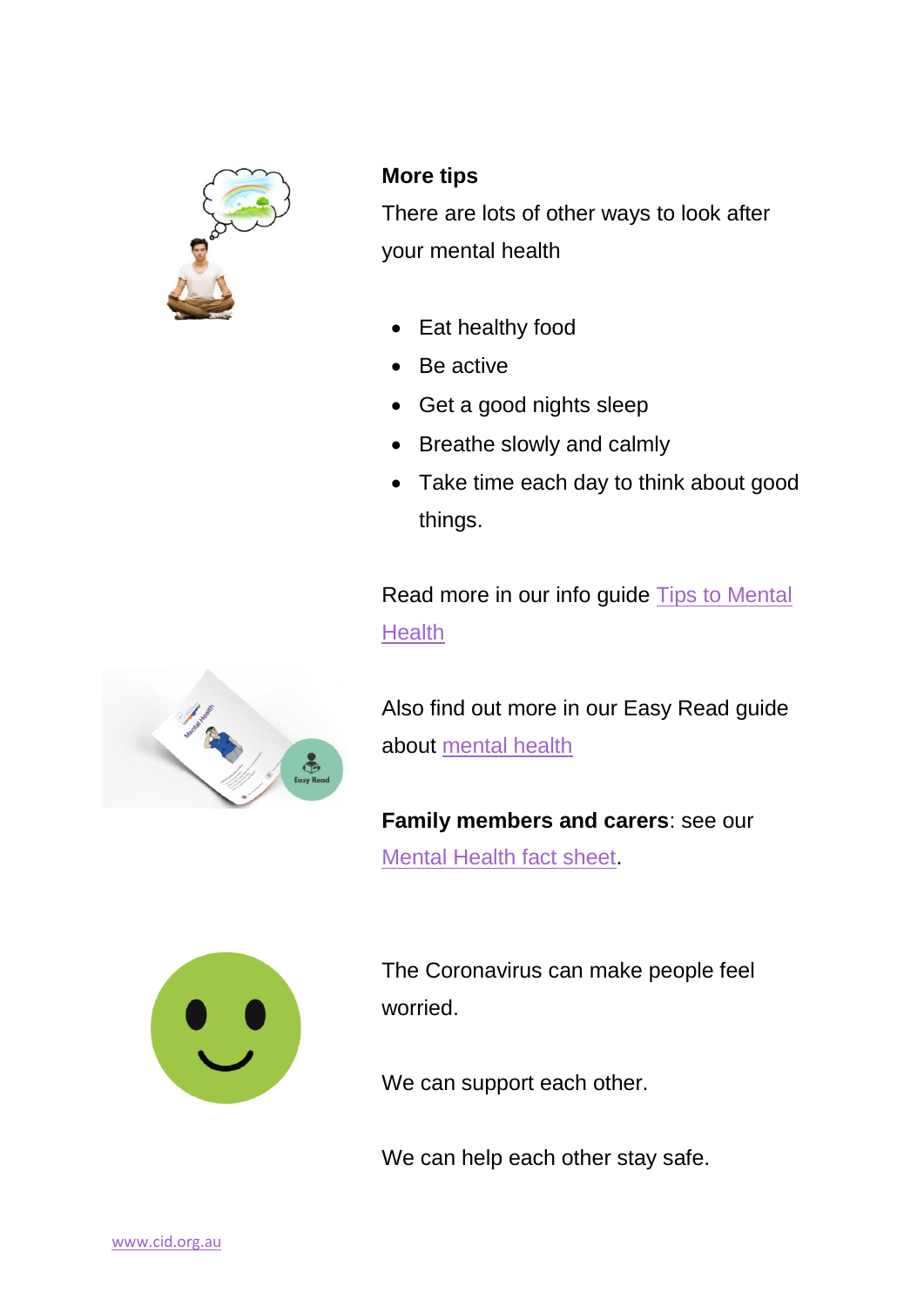**More tips**

There are lots of other ways to look after your mental health

- Eat healthy food
- Be active
- Get a good nights sleep
- Breathe slowly and calmly
- Take time each day to think about good things.

Read more in our info guide Tips to Mental Health

Also find out more in our Easy Read guide about mental health

**Family members and carers**: see our Mental Health fact sheet.

The Coronavirus can make people feel worried.

We can support each other.

We can help each other stay safe.

www.cid.org.au